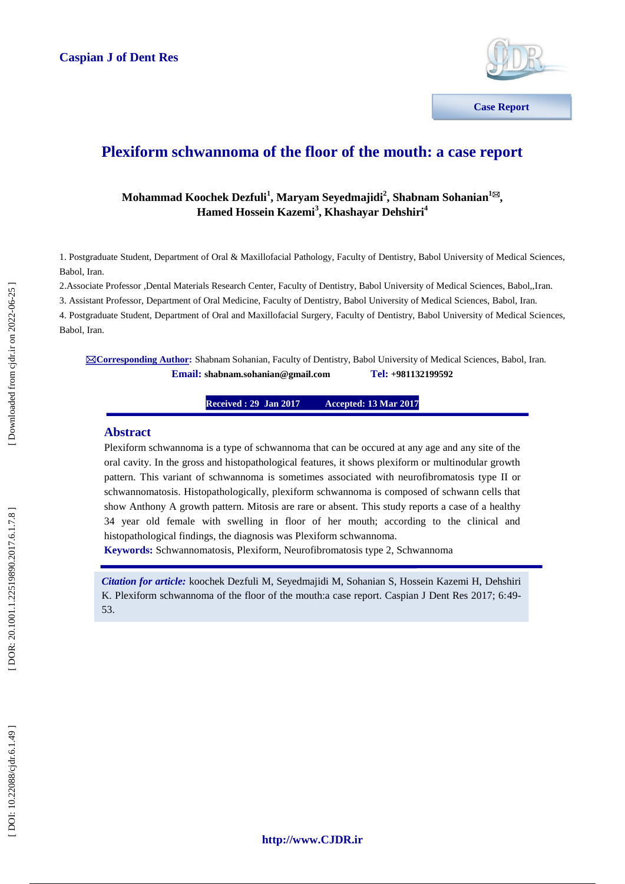Caspian J of Dent Res

Case Report

# Plexiform schwannoma of the floor of the mouth: a case report

**Mohammad Koochek Dezfuli[1], Maryam Seyedmajidi[2], Shabnam Sohanian[1]✉, Hamed Hossein Kazemi[3], Khashayar Dehshiri[4]**

1. Postgraduate Student, Department of Oral & Maxillofacial Pathology, Faculty of Dentistry, Babol University of Medical Sciences, Babol, Iran.
2. Associate Professor ,Dental Materials Research Center, Faculty of Dentistry, Babol University of Medical Sciences, Babol,,Iran.
3. Assistant Professor, Department of Oral Medicine, Faculty of Dentistry, Babol University of Medical Sciences, Babol, Iran.
4. Postgraduate Student, Department of Oral and Maxillofacial Surgery, Faculty of Dentistry, Babol University of Medical Sciences, Babol, Iran.

✉**Corresponding Author:** Shabnam Sohanian, Faculty of Dentistry, Babol University of Medical Sciences, Babol, Iran.
**Email:** **shabnam.sohanian@gmail.com** **Tel:** **+981132199592**

**Received : 29 Jan 2017** **Accepted: 13 Mar 2017**

## Abstract

Plexiform schwannoma is a type of schwannoma that can be occured at any age and any site of the oral cavity. In the gross and histopathological features, it shows plexiform or multinodular growth pattern. This variant of schwannoma is sometimes associated with neurofibromatosis type II or schwannomatosis. Histopathologically, plexiform schwannoma is composed of schwann cells that show Anthony A growth pattern. Mitosis are rare or absent. This study reports a case of a healthy 34 year old female with swelling in floor of her mouth; according to the clinical and histopathological findings, the diagnosis was Plexiform schwannoma.

**Keywords:** Schwannomatosis, Plexiform, Neurofibromatosis type 2, Schwannoma

***Citation for article:*** koochek Dezfuli M, Seyedmajidi M, Sohanian S, Hossein Kazemi H, Dehshiri K. Plexiform schwannoma of the floor of the mouth:a case report. Caspian J Dent Res 2017; 6:49-53.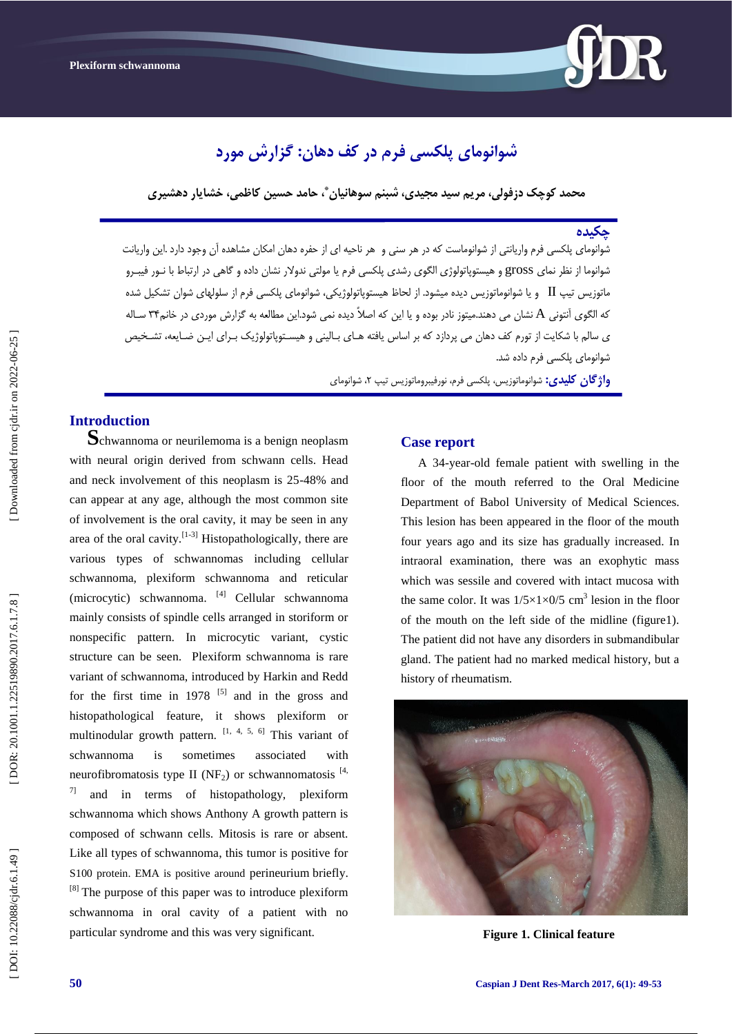# شوانومای پلکسی فرم در کف دهان: گزارش مورد

**محمد کوچک دزفولی، مریم سید مجیدی، شبنم سوهانیان\*، حامد حسین کاظمی، خشایار دهشیری**

## چکیده

شوانومای پلکسی فرم واریانتی از شوانوماست که در هر سنی و هر ناحیه ای از حفره دهان امکان مشاهده آن وجود دارد .این واریانت شوانوما از نظر نمای gross و هیستوپاتولوژی الگوی رشدی پلکسی فرم یا مولتی ندولار نشان داده و گاهی در ارتباط با نـور فیبـرو ماتوزیس تیپ II و یا شوانوماتوزیس دیده میشود. از لحاظ هیستوپاتولوژیکی، شوانومای پلکسی فرم از سلولهای شوان تشکیل شده که الگوی آنتونی A نشان می دهند.میتوز نادر بوده و یا این که اصلاً دیده نمی شود.این مطالعه به گزارش موردی در خانم۳۴ سـاله ی سالم با شکایت از تورم کف دهان می پردازد که بر اساس یافته هـای بـالینی و هیسـتوپاتولوژیک بـرای ایـن ضـایعه، تشـخیص شوانومای پلکسی فرم داده شد.

**واژگان کلیدی:** شوانوماتوزیس، پلکسی فرم، نورفیبروماتوزیس تیپ ۲، شوانوما

## Introduction

Schwannoma or neurilemoma is a benign neoplasm with neural origin derived from schwann cells. Head and neck involvement of this neoplasm is 25-48% and can appear at any age, although the most common site of involvement is the oral cavity, it may be seen in any area of the oral cavity.[1-3] Histopathologically, there are various types of schwannomas including cellular schwannoma, plexiform schwannoma and reticular (microcytic) schwannoma. [4] Cellular schwannoma mainly consists of spindle cells arranged in storiform or nonspecific pattern. In microcytic variant, cystic structure can be seen. Plexiform schwannoma is rare variant of schwannoma, introduced by Harkin and Redd for the first time in 1978 [5] and in the gross and histopathological feature, it shows plexiform or multinodular growth pattern. [1, 4, 5, 6] This variant of schwannoma is sometimes associated with neurofibromatosis type II ($NF_2$) or schwannomatosis [4, 7] and in terms of histopathology, plexiform schwannoma which shows Anthony A growth pattern is composed of schwann cells. Mitosis is rare or absent. Like all types of schwannoma, this tumor is positive for S100 protein. EMA is positive around perineurium briefly. [8] The purpose of this paper was to introduce plexiform schwannoma in oral cavity of a patient with no particular syndrome and this was very significant.

## Case report

A 34-year-old female patient with swelling in the floor of the mouth referred to the Oral Medicine Department of Babol University of Medical Sciences. This lesion has been appeared in the floor of the mouth four years ago and its size has gradually increased. In intraoral examination, there was an exophytic mass which was sessile and covered with intact mucosa with the same color. It was 1/5×1×0/5 $cm^3$ lesion in the floor of the mouth on the left side of the midline (figure1). The patient did not have any disorders in submandibular gland. The patient had no marked medical history, but a history of rheumatism.

**Figure 1. Clinical feature**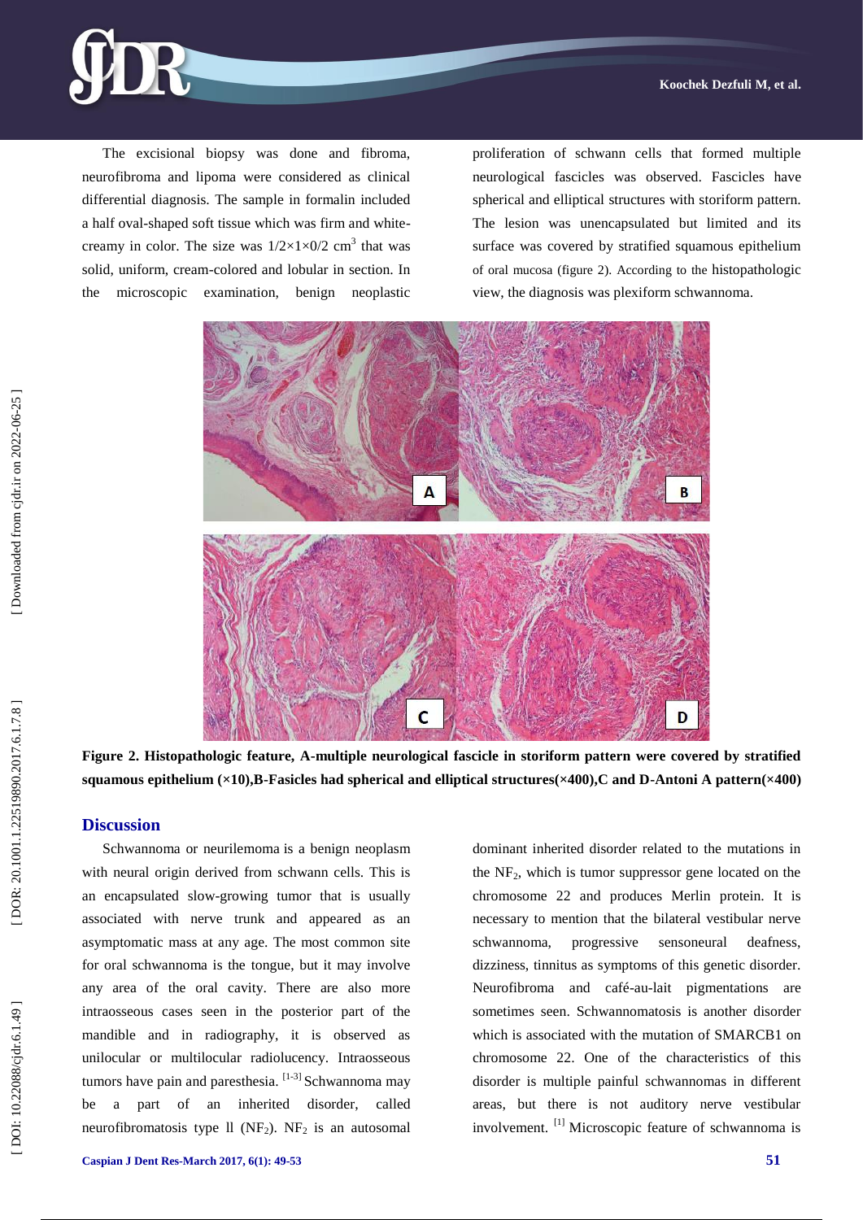The excisional biopsy was done and fibroma, neurofibroma and lipoma were considered as clinical differential diagnosis. The sample in formalin included a half oval-shaped soft tissue which was firm and white-creamy in color. The size was $1/2\times1\times0/2$ $cm^3$ that was solid, uniform, cream-colored and lobular in section. In the microscopic examination, benign neoplastic proliferation of schwann cells that formed multiple neurological fascicles was observed. Fascicles have spherical and elliptical structures with storiform pattern. The lesion was unencapsulated but limited and its surface was covered by stratified squamous epithelium of oral mucosa (figure 2). According to the histopathologic view, the diagnosis was plexiform schwannoma.

**Figure 2. Histopathologic feature, A-multiple neurological fascicle in storiform pattern were covered by stratified squamous epithelium (×10),B-Fasicles had spherical and elliptical structures(×400),C and D-Antoni A pattern(×400)**

## Discussion

Schwannoma or neurilemoma is a benign neoplasm with neural origin derived from schwann cells. This is an encapsulated slow-growing tumor that is usually associated with nerve trunk and appeared as an asymptomatic mass at any age. The most common site for oral schwannoma is the tongue, but it may involve any area of the oral cavity. There are also more intraosseous cases seen in the posterior part of the mandible and in radiography, it is observed as unilocular or multilocular radiolucency. Intraosseous tumors have pain and paresthesia. [1-3] Schwannoma may be a part of an inherited disorder, called neurofibromatosis type ll ($NF_2$). $NF_2$ is an autosomal dominant inherited disorder related to the mutations in the $NF_2$, which is tumor suppressor gene located on the chromosome 22 and produces Merlin protein. It is necessary to mention that the bilateral vestibular nerve schwannoma, progressive sensoneural deafness, dizziness, tinnitus as symptoms of this genetic disorder. Neurofibroma and café-au-lait pigmentations are sometimes seen. Schwannomatosis is another disorder which is associated with the mutation of SMARCB1 on chromosome 22. One of the characteristics of this disorder is multiple painful schwannomas in different areas, but there is not auditory nerve vestibular involvement. [1] Microscopic feature of schwannoma is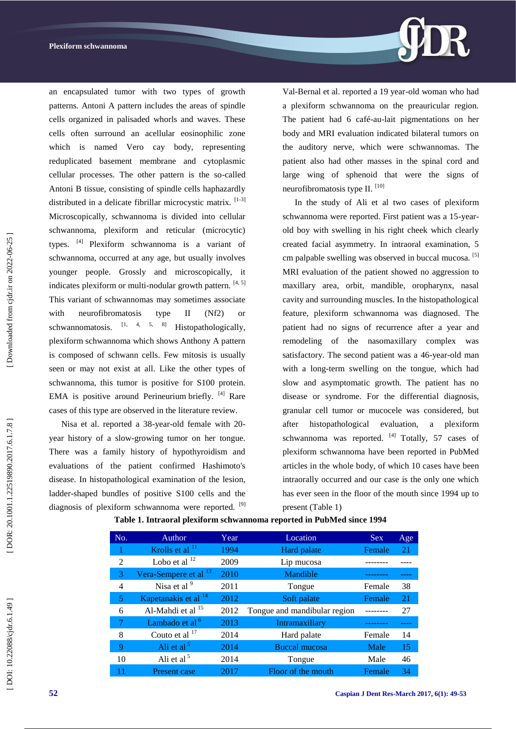an encapsulated tumor with two types of growth patterns. Antoni A pattern includes the areas of spindle cells organized in palisaded whorls and waves. These cells often surround an acellular eosinophilic zone which is named Vero cay body, representing reduplicated basement membrane and cytoplasmic cellular processes. The other pattern is the so-called Antoni B tissue, consisting of spindle cells haphazardly distributed in a delicate fibrillar microcystic matrix. [1-3] Microscopically, schwannoma is divided into cellular schwannoma, plexiform and reticular (microcytic) types. [4] Plexiform schwannoma is a variant of schwannoma, occurred at any age, but usually involves younger people. Grossly and microscopically, it indicates plexiform or multi-nodular growth pattern. [4, 5] This variant of schwannomas may sometimes associate with neurofibromatosis type II (Nf2) or schwannomatosis. [1, 4, 5, 8] Histopathologically, plexiform schwannoma which shows Anthony A pattern is composed of schwann cells. Few mitosis is usually seen or may not exist at all. Like the other types of schwannoma, this tumor is positive for S100 protein. EMA is positive around Perineurium briefly. [4] Rare cases of this type are observed in the literature review.

Nisa et al. reported a 38-year-old female with 20-year history of a slow-growing tumor on her tongue. There was a family history of hypothyroidism and evaluations of the patient confirmed Hashimoto's disease. In histopathological examination of the lesion, ladder-shaped bundles of positive S100 cells and the diagnosis of plexiform schwannoma were reported. [9]

Val-Bernal et al. reported a 19 year-old woman who had a plexiform schwannoma on the preauricular region. The patient had 6 café-au-lait pigmentations on her body and MRI evaluation indicated bilateral tumors on the auditory nerve, which were schwannomas. The patient also had other masses in the spinal cord and large wing of sphenoid that were the signs of neurofibromatosis type II. [10]

In the study of Ali et al two cases of plexiform schwannoma were reported. First patient was a 15-year-old boy with swelling in his right cheek which clearly created facial asymmetry. In intraoral examination, 5 cm palpable swelling was observed in buccal mucosa. [5] MRI evaluation of the patient showed no aggression to maxillary area, orbit, mandible, oropharynx, nasal cavity and surrounding muscles. In the histopathological feature, plexiform schwannoma was diagnosed. The patient had no signs of recurrence after a year and remodeling of the nasomaxillary complex was satisfactory. The second patient was a 46-year-old man with a long-term swelling on the tongue, which had slow and asymptomatic growth. The patient has no disease or syndrome. For the differential diagnosis, granular cell tumor or mucocele was considered, but after histopathological evaluation, a plexiform schwannoma was reported. [4] Totally, 57 cases of plexiform schwannoma have been reported in PubMed articles in the whole body, of which 10 cases have been intraorally occurred and our case is the only one which has ever seen in the floor of the mouth since 1994 up to present (Table 1)

**Table 1. Intraoral plexiform schwannoma reported in PubMed since 1994**

| No. | Author | Year | Location | Sex | Age |
|---|---|---|---|---|---|
| 1 | Krolls et al [11] | 1994 | Hard palate | Female | 21 |
| 2 | Lobo et al [12] | 2009 | Lip mucosa | -------- | ---- |
| 3 | Vera-Sempere et al [13] | 2010 | Mandible | -------- | ---- |
| 4 | Nisa et al [9] | 2011 | Tongue | Female | 38 |
| 5 | Kapetanakis et al [14] | 2012 | Soft palate | Female | 21 |
| 6 | Al-Mahdi et al [15] | 2012 | Tongue and mandibular region | -------- | 27 |
| 7 | Lambado et al [6] | 2013 | Intramaxillary | -------- | ---- |
| 8 | Couto et al [17] | 2014 | Hard palate | Female | 14 |
| 9 | Ali et al [5] | 2014 | Buccal mucosa | Male | 15 |
| 10 | Ali et al [5] | 2014 | Tongue | Male | 46 |
| 11 | Present case | 2017 | Floor of the mouth | Female | 34 |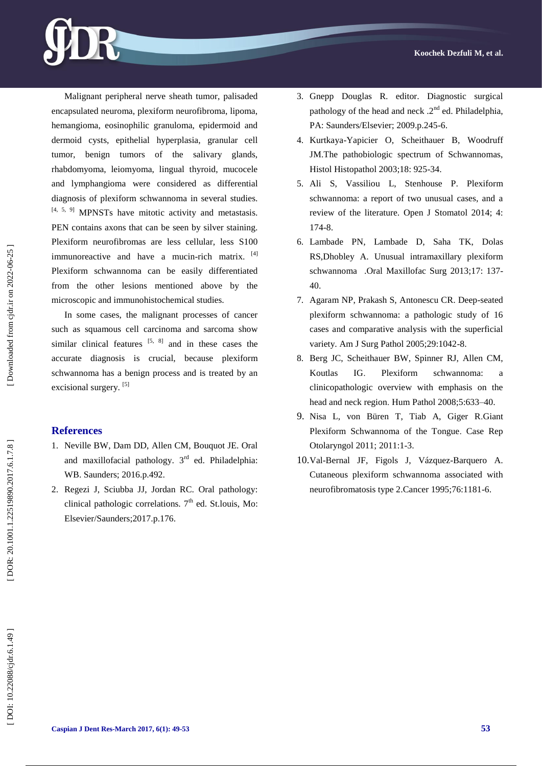Malignant peripheral nerve sheath tumor, palisaded encapsulated neuroma, plexiform neurofibroma, lipoma, hemangioma, eosinophilic granuloma, epidermoid and dermoid cysts, epithelial hyperplasia, granular cell tumor, benign tumors of the salivary glands, rhabdomyoma, leiomyoma, lingual thyroid, mucocele and lymphangioma were considered as differential diagnosis of plexiform schwannoma in several studies. [4, 5, 9] MPNSTs have mitotic activity and metastasis. PEN contains axons that can be seen by silver staining. Plexiform neurofibromas are less cellular, less S100 immunoreactive and have a mucin-rich matrix. [4] Plexiform schwannoma can be easily differentiated from the other lesions mentioned above by the microscopic and immunohistochemical studies.

In some cases, the malignant processes of cancer such as squamous cell carcinoma and sarcoma show similar clinical features [5, 8] and in these cases the accurate diagnosis is crucial, because plexiform schwannoma has a benign process and is treated by an excisional surgery. [5]

## References

1. Neville BW, Dam DD, Allen CM, Bouquot JE. Oral and maxillofacial pathology. 3rd ed. Philadelphia: WB. Saunders; 2016.p.492.
2. Regezi J, Sciubba JJ, Jordan RC. Oral pathology: clinical pathologic correlations. 7th ed. St.louis, Mo: Elsevier/Saunders;2017.p.176.
3. Gnepp Douglas R. editor. Diagnostic surgical pathology of the head and neck .2nd ed. Philadelphia, PA: Saunders/Elsevier; 2009.p.245-6.
4. Kurtkaya-Yapicier O, Scheithauer B, Woodruff JM.The pathobiologic spectrum of Schwannomas, Histol Histopathol 2003;18: 925-34.
5. Ali S, Vassiliou L, Stenhouse P. Plexiform schwannoma: a report of two unusual cases, and a review of the literature. Open J Stomatol 2014; 4: 174-8.
6. Lambade PN, Lambade D, Saha TK, Dolas RS,Dhobley A. Unusual intramaxillary plexiform schwannoma .Oral Maxillofac Surg 2013;17: 137-40.
7. Agaram NP, Prakash S, Antonescu CR. Deep-seated plexiform schwannoma: a pathologic study of 16 cases and comparative analysis with the superficial variety. Am J Surg Pathol 2005;29:1042-8.
8. Berg JC, Scheithauer BW, Spinner RJ, Allen CM, Koutlas IG. Plexiform schwannoma: a clinicopathologic overview with emphasis on the head and neck region. Hum Pathol 2008;5:633–40.
9. Nisa L, von Büren T, Tiab A, Giger R.Giant Plexiform Schwannoma of the Tongue. Case Rep Otolaryngol 2011; 2011:1-3.
10. Val-Bernal JF, Figols J, Vázquez-Barquero A. Cutaneous plexiform schwannoma associated with neurofibromatosis type 2.Cancer 1995;76:1181-6.